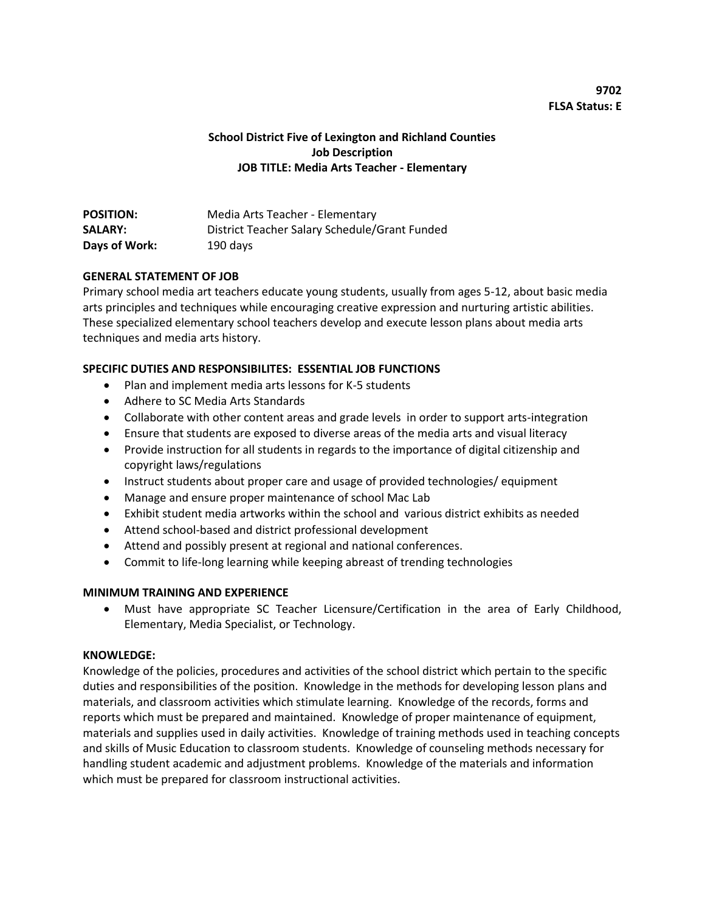**9702**
**FLSA Status: E**

**School District Five of Lexington and Richland Counties**
**Job Description**
**JOB TITLE: Media Arts Teacher - Elementary**

| | |
|---|---|
| **POSITION:** | Media Arts Teacher - Elementary |
| **SALARY:** | District Teacher Salary Schedule/Grant Funded |
| **Days of Work:** | 190 days |

**GENERAL STATEMENT OF JOB**

Primary school media art teachers educate young students, usually from ages 5-12, about basic media arts principles and techniques while encouraging creative expression and nurturing artistic abilities. These specialized elementary school teachers develop and execute lesson plans about media arts techniques and media arts history.

**SPECIFIC DUTIES AND RESPONSIBILITES: ESSENTIAL JOB FUNCTIONS**

- Plan and implement media arts lessons for K-5 students
- Adhere to SC Media Arts Standards
- Collaborate with other content areas and grade levels in order to support arts-integration
- Ensure that students are exposed to diverse areas of the media arts and visual literacy
- Provide instruction for all students in regards to the importance of digital citizenship and copyright laws/regulations
- Instruct students about proper care and usage of provided technologies/ equipment
- Manage and ensure proper maintenance of school Mac Lab
- Exhibit student media artworks within the school and various district exhibits as needed
- Attend school-based and district professional development
- Attend and possibly present at regional and national conferences.
- Commit to life-long learning while keeping abreast of trending technologies

**MINIMUM TRAINING AND EXPERIENCE**

- Must have appropriate SC Teacher Licensure/Certification in the area of Early Childhood, Elementary, Media Specialist, or Technology.

**KNOWLEDGE:**

Knowledge of the policies, procedures and activities of the school district which pertain to the specific duties and responsibilities of the position. Knowledge in the methods for developing lesson plans and materials, and classroom activities which stimulate learning. Knowledge of the records, forms and reports which must be prepared and maintained. Knowledge of proper maintenance of equipment, materials and supplies used in daily activities. Knowledge of training methods used in teaching concepts and skills of Music Education to classroom students. Knowledge of counseling methods necessary for handling student academic and adjustment problems. Knowledge of the materials and information which must be prepared for classroom instructional activities.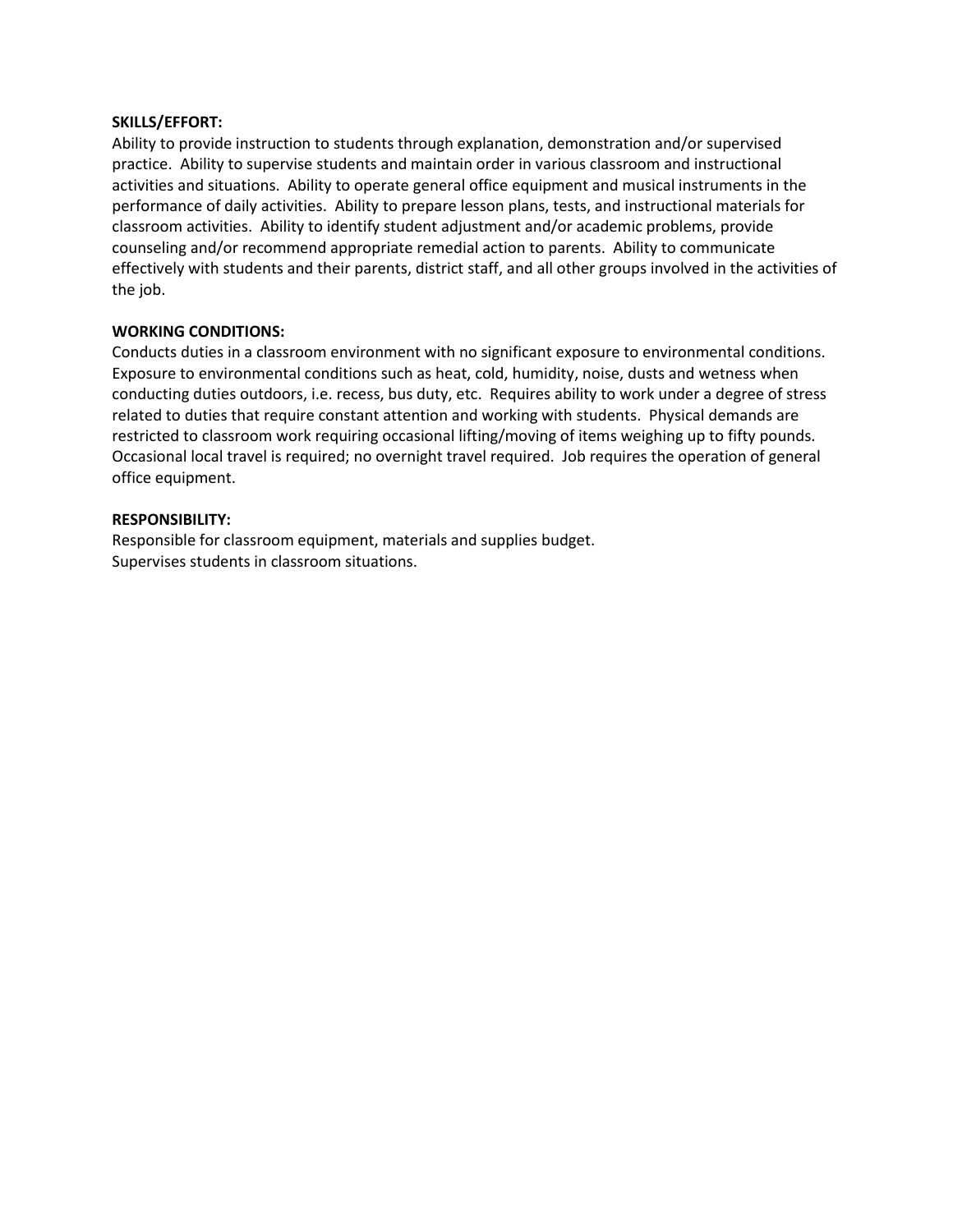**SKILLS/EFFORT:**

Ability to provide instruction to students through explanation, demonstration and/or supervised practice. Ability to supervise students and maintain order in various classroom and instructional activities and situations. Ability to operate general office equipment and musical instruments in the performance of daily activities. Ability to prepare lesson plans, tests, and instructional materials for classroom activities. Ability to identify student adjustment and/or academic problems, provide counseling and/or recommend appropriate remedial action to parents. Ability to communicate effectively with students and their parents, district staff, and all other groups involved in the activities of the job.

**WORKING CONDITIONS:**

Conducts duties in a classroom environment with no significant exposure to environmental conditions. Exposure to environmental conditions such as heat, cold, humidity, noise, dusts and wetness when conducting duties outdoors, i.e. recess, bus duty, etc. Requires ability to work under a degree of stress related to duties that require constant attention and working with students. Physical demands are restricted to classroom work requiring occasional lifting/moving of items weighing up to fifty pounds. Occasional local travel is required; no overnight travel required. Job requires the operation of general office equipment.

**RESPONSIBILITY:**

Responsible for classroom equipment, materials and supplies budget.
Supervises students in classroom situations.